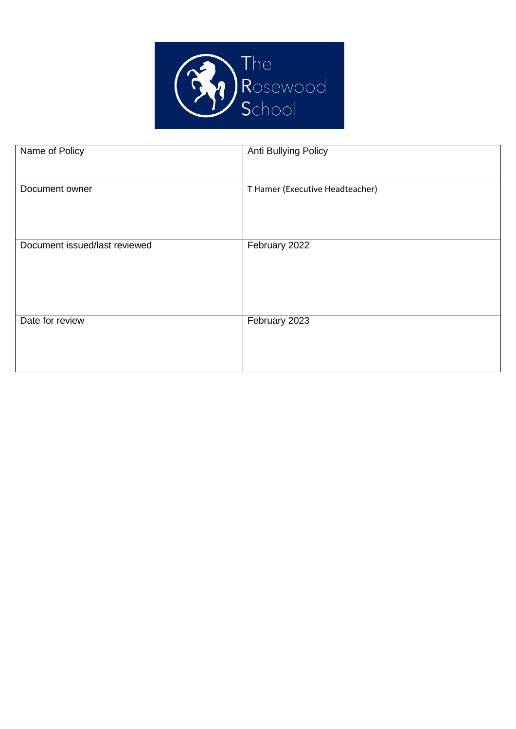The Rosewood School

| Name of Policy | Anti Bullying Policy |
|---|---|
| Document owner | T Hamer (Executive Headteacher) |
| Document issued/last reviewed | February 2022 |
| Date for review | February 2023 |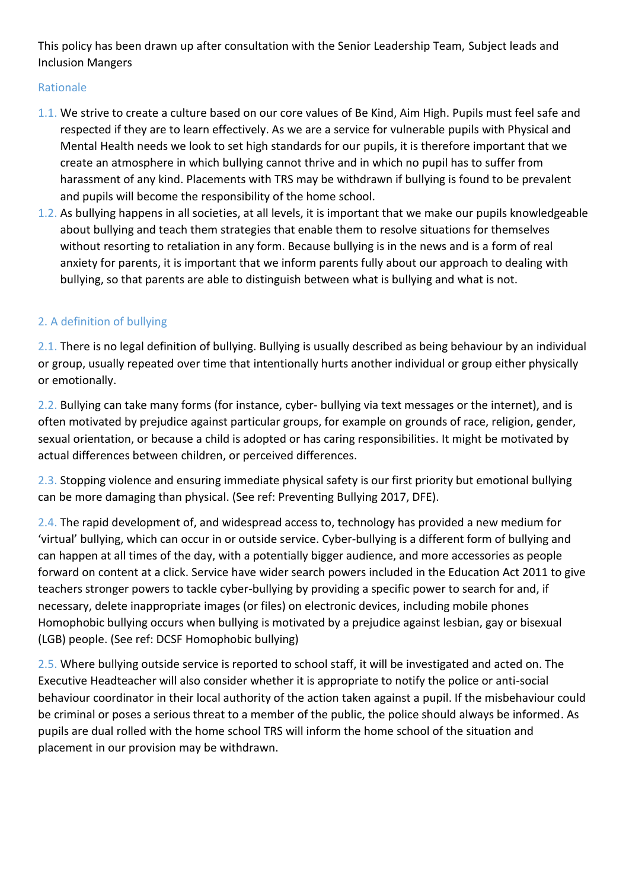This policy has been drawn up after consultation with the Senior Leadership Team, Subject leads and Inclusion Mangers

## Rationale

1.1. We strive to create a culture based on our core values of Be Kind, Aim High. Pupils must feel safe and respected if they are to learn effectively. As we are a service for vulnerable pupils with Physical and Mental Health needs we look to set high standards for our pupils, it is therefore important that we create an atmosphere in which bullying cannot thrive and in which no pupil has to suffer from harassment of any kind. Placements with TRS may be withdrawn if bullying is found to be prevalent and pupils will become the responsibility of the home school.

1.2. As bullying happens in all societies, at all levels, it is important that we make our pupils knowledgeable about bullying and teach them strategies that enable them to resolve situations for themselves without resorting to retaliation in any form. Because bullying is in the news and is a form of real anxiety for parents, it is important that we inform parents fully about our approach to dealing with bullying, so that parents are able to distinguish between what is bullying and what is not.

## 2. A definition of bullying

2.1. There is no legal definition of bullying. Bullying is usually described as being behaviour by an individual or group, usually repeated over time that intentionally hurts another individual or group either physically or emotionally.

2.2. Bullying can take many forms (for instance, cyber- bullying via text messages or the internet), and is often motivated by prejudice against particular groups, for example on grounds of race, religion, gender, sexual orientation, or because a child is adopted or has caring responsibilities. It might be motivated by actual differences between children, or perceived differences.

2.3. Stopping violence and ensuring immediate physical safety is our first priority but emotional bullying can be more damaging than physical. (See ref: Preventing Bullying 2017, DFE).

2.4. The rapid development of, and widespread access to, technology has provided a new medium for 'virtual' bullying, which can occur in or outside service. Cyber-bullying is a different form of bullying and can happen at all times of the day, with a potentially bigger audience, and more accessories as people forward on content at a click. Service have wider search powers included in the Education Act 2011 to give teachers stronger powers to tackle cyber-bullying by providing a specific power to search for and, if necessary, delete inappropriate images (or files) on electronic devices, including mobile phones Homophobic bullying occurs when bullying is motivated by a prejudice against lesbian, gay or bisexual (LGB) people. (See ref: DCSF Homophobic bullying)

2.5. Where bullying outside service is reported to school staff, it will be investigated and acted on. The Executive Headteacher will also consider whether it is appropriate to notify the police or anti-social behaviour coordinator in their local authority of the action taken against a pupil. If the misbehaviour could be criminal or poses a serious threat to a member of the public, the police should always be informed. As pupils are dual rolled with the home school TRS will inform the home school of the situation and placement in our provision may be withdrawn.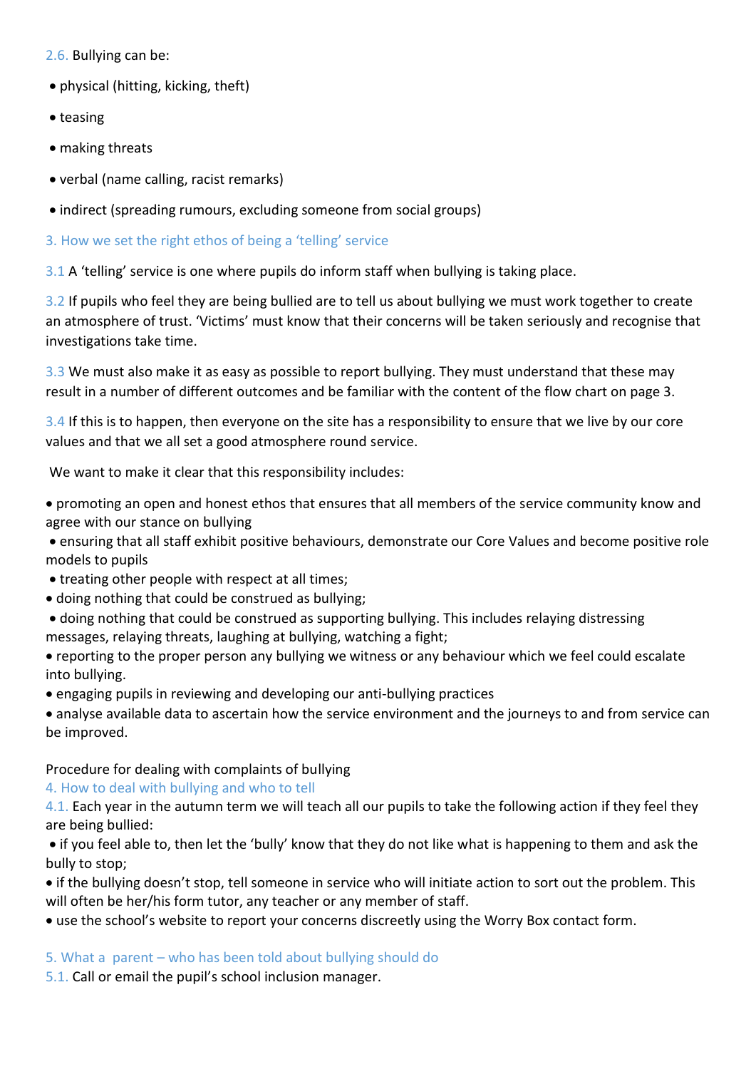2.6. Bullying can be:

- physical (hitting, kicking, theft)
- teasing
- making threats
- verbal (name calling, racist remarks)
- indirect (spreading rumours, excluding someone from social groups)

## 3. How we set the right ethos of being a 'telling' service

3.1 A 'telling' service is one where pupils do inform staff when bullying is taking place.

3.2 If pupils who feel they are being bullied are to tell us about bullying we must work together to create an atmosphere of trust. 'Victims' must know that their concerns will be taken seriously and recognise that investigations take time.

3.3 We must also make it as easy as possible to report bullying. They must understand that these may result in a number of different outcomes and be familiar with the content of the flow chart on page 3.

3.4 If this is to happen, then everyone on the site has a responsibility to ensure that we live by our core values and that we all set a good atmosphere round service.

We want to make it clear that this responsibility includes:

- promoting an open and honest ethos that ensures that all members of the service community know and agree with our stance on bullying
- ensuring that all staff exhibit positive behaviours, demonstrate our Core Values and become positive role models to pupils
- treating other people with respect at all times;
- doing nothing that could be construed as bullying;
- doing nothing that could be construed as supporting bullying. This includes relaying distressing messages, relaying threats, laughing at bullying, watching a fight;
- reporting to the proper person any bullying we witness or any behaviour which we feel could escalate into bullying.
- engaging pupils in reviewing and developing our anti-bullying practices
- analyse available data to ascertain how the service environment and the journeys to and from service can be improved.

Procedure for dealing with complaints of bullying

## 4. How to deal with bullying and who to tell

4.1. Each year in the autumn term we will teach all our pupils to take the following action if they feel they are being bullied:

- if you feel able to, then let the 'bully' know that they do not like what is happening to them and ask the bully to stop;
- if the bullying doesn't stop, tell someone in service who will initiate action to sort out the problem. This will often be her/his form tutor, any teacher or any member of staff.
- use the school's website to report your concerns discreetly using the Worry Box contact form.

## 5. What a parent – who has been told about bullying should do

5.1. Call or email the pupil's school inclusion manager.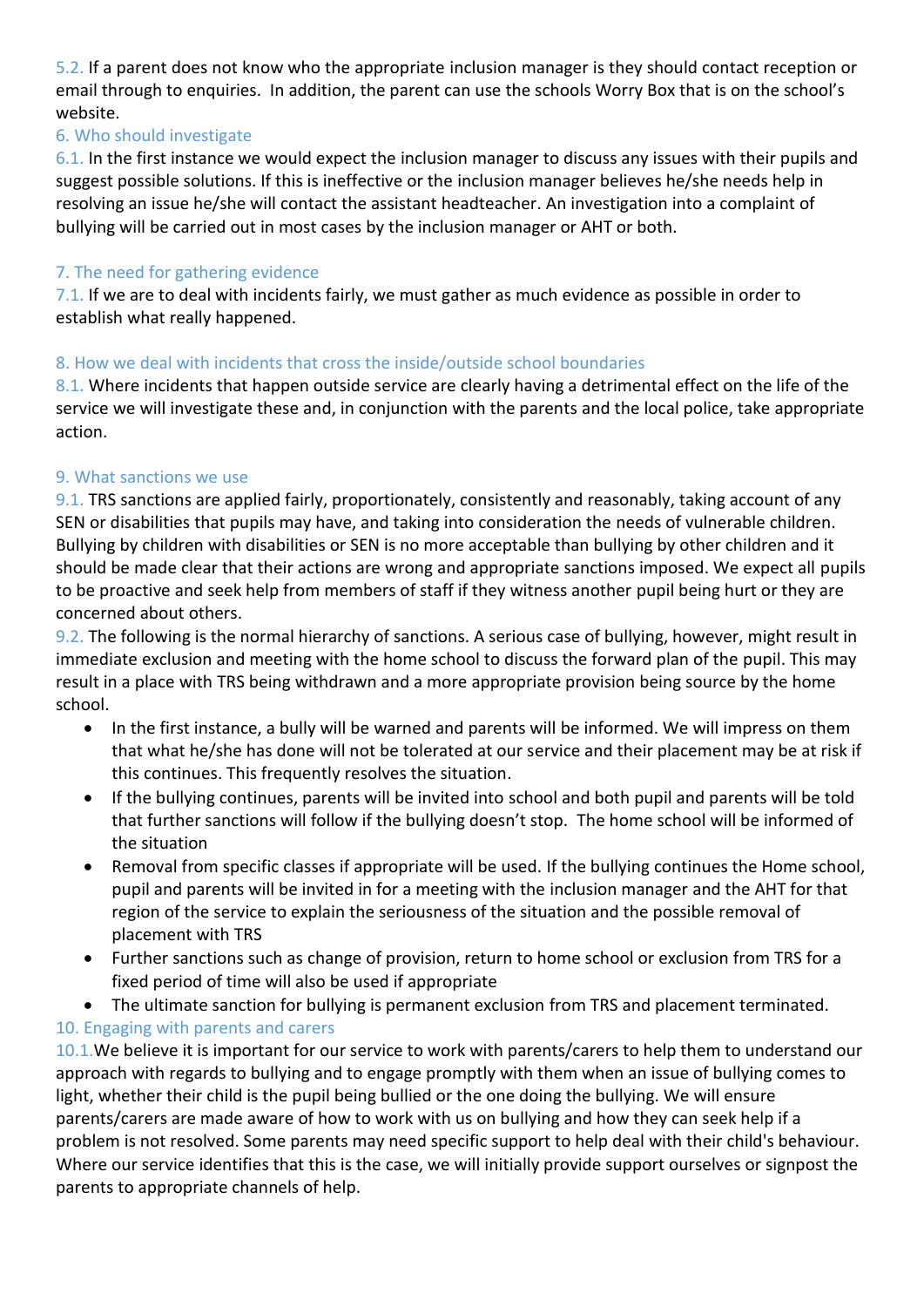5.2. If a parent does not know who the appropriate inclusion manager is they should contact reception or email through to enquiries. In addition, the parent can use the schools Worry Box that is on the school's website.

## 6. Who should investigate

6.1. In the first instance we would expect the inclusion manager to discuss any issues with their pupils and suggest possible solutions. If this is ineffective or the inclusion manager believes he/she needs help in resolving an issue he/she will contact the assistant headteacher. An investigation into a complaint of bullying will be carried out in most cases by the inclusion manager or AHT or both.

## 7. The need for gathering evidence

7.1. If we are to deal with incidents fairly, we must gather as much evidence as possible in order to establish what really happened.

## 8. How we deal with incidents that cross the inside/outside school boundaries

8.1. Where incidents that happen outside service are clearly having a detrimental effect on the life of the service we will investigate these and, in conjunction with the parents and the local police, take appropriate action.

## 9. What sanctions we use

9.1. TRS sanctions are applied fairly, proportionately, consistently and reasonably, taking account of any SEN or disabilities that pupils may have, and taking into consideration the needs of vulnerable children. Bullying by children with disabilities or SEN is no more acceptable than bullying by other children and it should be made clear that their actions are wrong and appropriate sanctions imposed. We expect all pupils to be proactive and seek help from members of staff if they witness another pupil being hurt or they are concerned about others.

9.2. The following is the normal hierarchy of sanctions. A serious case of bullying, however, might result in immediate exclusion and meeting with the home school to discuss the forward plan of the pupil. This may result in a place with TRS being withdrawn and a more appropriate provision being source by the home school.

- In the first instance, a bully will be warned and parents will be informed. We will impress on them that what he/she has done will not be tolerated at our service and their placement may be at risk if this continues. This frequently resolves the situation.
- If the bullying continues, parents will be invited into school and both pupil and parents will be told that further sanctions will follow if the bullying doesn't stop. The home school will be informed of the situation
- Removal from specific classes if appropriate will be used. If the bullying continues the Home school, pupil and parents will be invited in for a meeting with the inclusion manager and the AHT for that region of the service to explain the seriousness of the situation and the possible removal of placement with TRS
- Further sanctions such as change of provision, return to home school or exclusion from TRS for a fixed period of time will also be used if appropriate
- The ultimate sanction for bullying is permanent exclusion from TRS and placement terminated.

## 10. Engaging with parents and carers

10.1. We believe it is important for our service to work with parents/carers to help them to understand our approach with regards to bullying and to engage promptly with them when an issue of bullying comes to light, whether their child is the pupil being bullied or the one doing the bullying. We will ensure parents/carers are made aware of how to work with us on bullying and how they can seek help if a problem is not resolved. Some parents may need specific support to help deal with their child's behaviour. Where our service identifies that this is the case, we will initially provide support ourselves or signpost the parents to appropriate channels of help.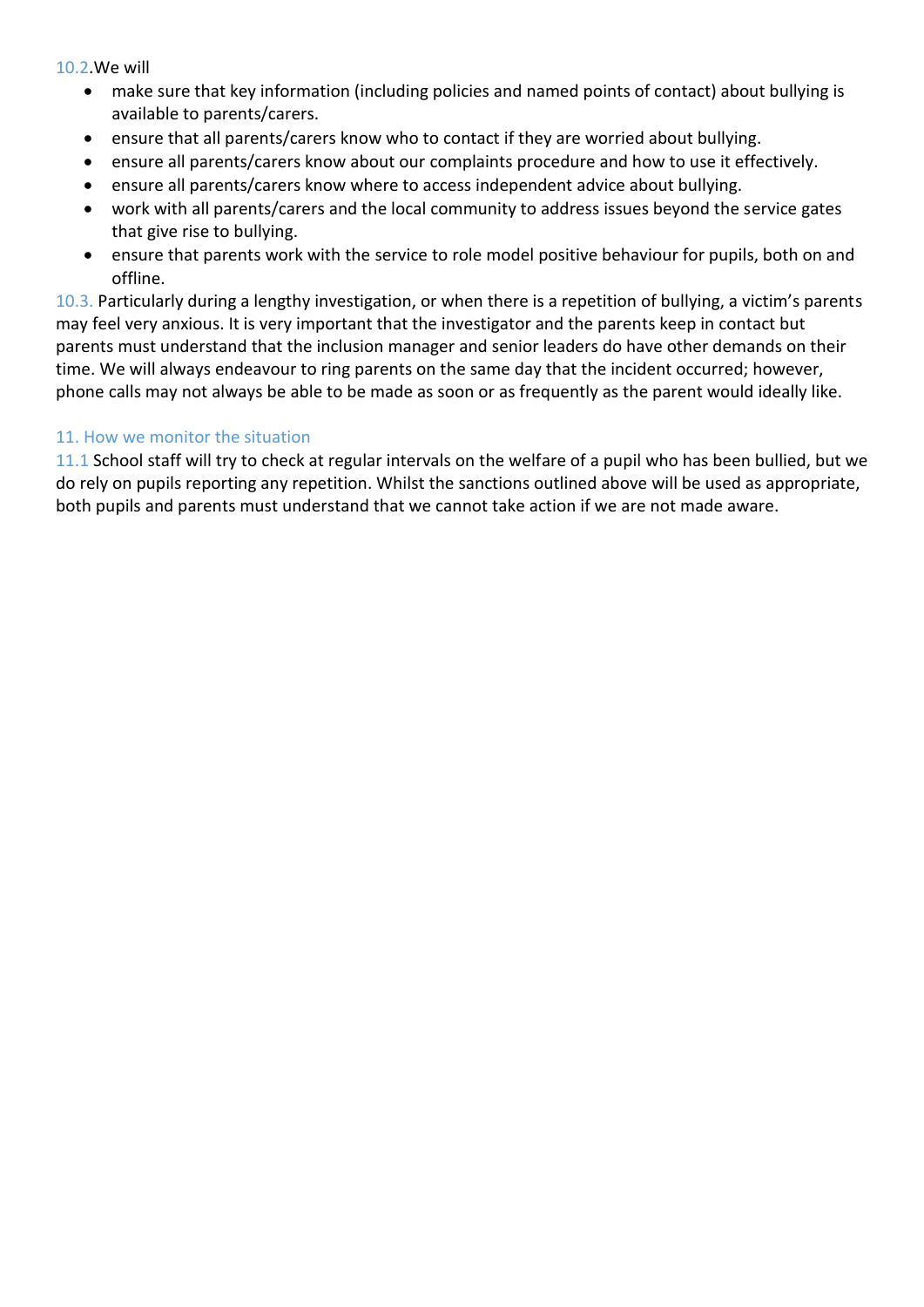10.2.We will

- make sure that key information (including policies and named points of contact) about bullying is available to parents/carers.
- ensure that all parents/carers know who to contact if they are worried about bullying.
- ensure all parents/carers know about our complaints procedure and how to use it effectively.
- ensure all parents/carers know where to access independent advice about bullying.
- work with all parents/carers and the local community to address issues beyond the service gates that give rise to bullying.
- ensure that parents work with the service to role model positive behaviour for pupils, both on and offline.

10.3. Particularly during a lengthy investigation, or when there is a repetition of bullying, a victim's parents may feel very anxious. It is very important that the investigator and the parents keep in contact but parents must understand that the inclusion manager and senior leaders do have other demands on their time. We will always endeavour to ring parents on the same day that the incident occurred; however, phone calls may not always be able to be made as soon or as frequently as the parent would ideally like.

## 11. How we monitor the situation

11.1 School staff will try to check at regular intervals on the welfare of a pupil who has been bullied, but we do rely on pupils reporting any repetition. Whilst the sanctions outlined above will be used as appropriate, both pupils and parents must understand that we cannot take action if we are not made aware.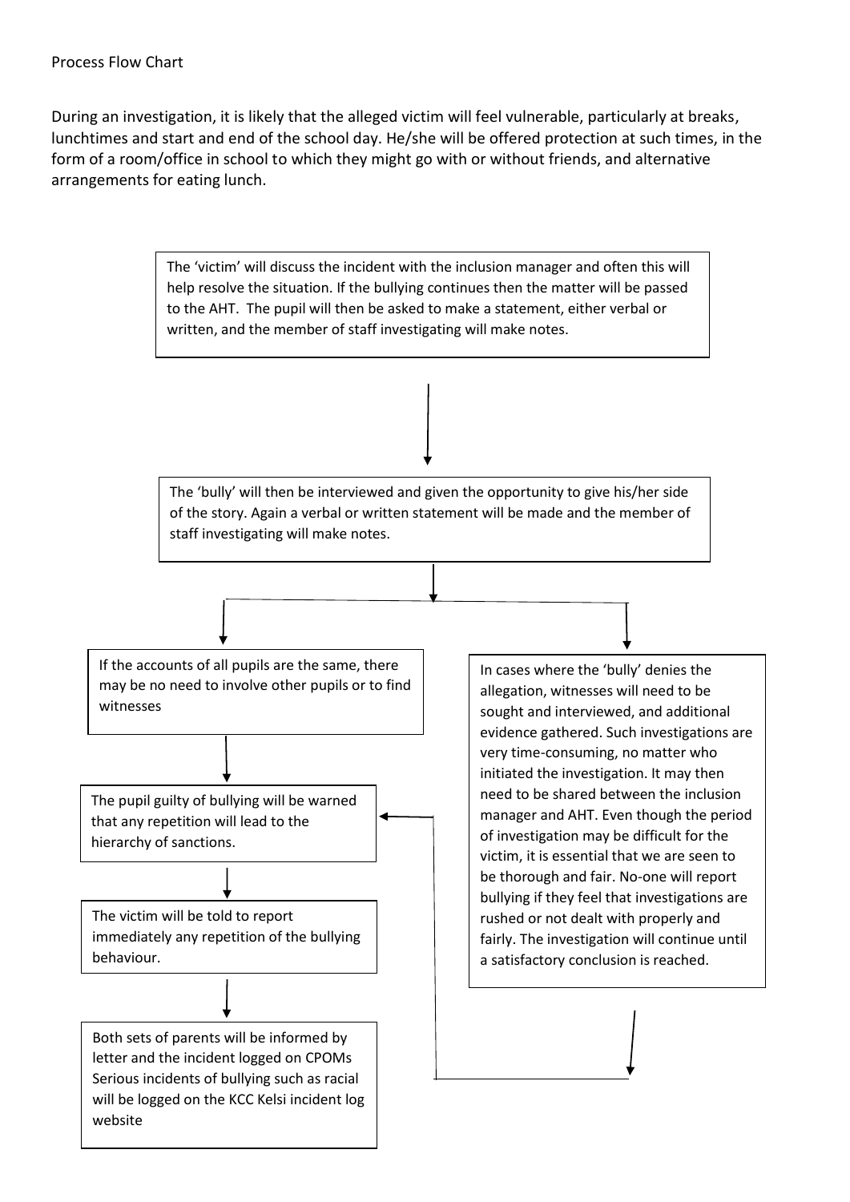Process Flow Chart

During an investigation, it is likely that the alleged victim will feel vulnerable, particularly at breaks, lunchtimes and start and end of the school day. He/she will be offered protection at such times, in the form of a room/office in school to which they might go with or without friends, and alternative arrangements for eating lunch.

The 'victim' will discuss the incident with the inclusion manager and often this will help resolve the situation. If the bullying continues then the matter will be passed to the AHT. The pupil will then be asked to make a statement, either verbal or written, and the member of staff investigating will make notes.

The 'bully' will then be interviewed and given the opportunity to give his/her side of the story. Again a verbal or written statement will be made and the member of staff investigating will make notes.

If the accounts of all pupils are the same, there may be no need to involve other pupils or to find witnesses

In cases where the 'bully' denies the allegation, witnesses will need to be sought and interviewed, and additional evidence gathered. Such investigations are very time-consuming, no matter who initiated the investigation. It may then need to be shared between the inclusion manager and AHT. Even though the period of investigation may be difficult for the victim, it is essential that we are seen to be thorough and fair. No-one will report bullying if they feel that investigations are rushed or not dealt with properly and fairly. The investigation will continue until a satisfactory conclusion is reached.

The pupil guilty of bullying will be warned that any repetition will lead to the hierarchy of sanctions.

The victim will be told to report immediately any repetition of the bullying behaviour.

Both sets of parents will be informed by letter and the incident logged on CPOMs Serious incidents of bullying such as racial will be logged on the KCC Kelsi incident log website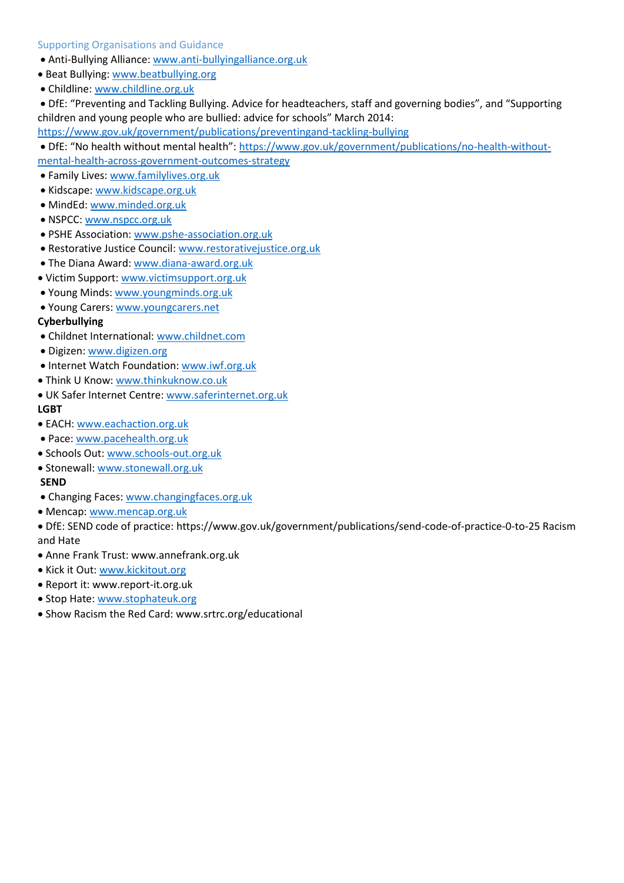## Supporting Organisations and Guidance

- Anti-Bullying Alliance: www.anti-bullyingalliance.org.uk
- Beat Bullying: www.beatbullying.org
- Childline: www.childline.org.uk
- DfE: “Preventing and Tackling Bullying. Advice for headteachers, staff and governing bodies”, and “Supporting children and young people who are bullied: advice for schools” March 2014: https://www.gov.uk/government/publications/preventingand-tackling-bullying
- DfE: “No health without mental health”: https://www.gov.uk/government/publications/no-health-without-mental-health-across-government-outcomes-strategy
- Family Lives: www.familylives.org.uk
- Kidscape: www.kidscape.org.uk
- MindEd: www.minded.org.uk
- NSPCC: www.nspcc.org.uk
- PSHE Association: www.pshe-association.org.uk
- Restorative Justice Council: www.restorativejustice.org.uk
- The Diana Award: www.diana-award.org.uk
- Victim Support: www.victimsupport.org.uk
- Young Minds: www.youngminds.org.uk
- Young Carers: www.youngcarers.net

**Cyberbullying**

- Childnet International: www.childnet.com
- Digizen: www.digizen.org
- Internet Watch Foundation: www.iwf.org.uk
- Think U Know: www.thinkuknow.co.uk
- UK Safer Internet Centre: www.saferinternet.org.uk

**LGBT**

- EACH: www.eachaction.org.uk
- Pace: www.pacehealth.org.uk
- Schools Out: www.schools-out.org.uk
- Stonewall: www.stonewall.org.uk

**SEND**

- Changing Faces: www.changingfaces.org.uk
- Mencap: www.mencap.org.uk
- DfE: SEND code of practice: https://www.gov.uk/government/publications/send-code-of-practice-0-to-25 Racism and Hate
- Anne Frank Trust: www.annefrank.org.uk
- Kick it Out: www.kickitout.org
- Report it: www.report-it.org.uk
- Stop Hate: www.stophateuk.org
- Show Racism the Red Card: www.srtrc.org/educational